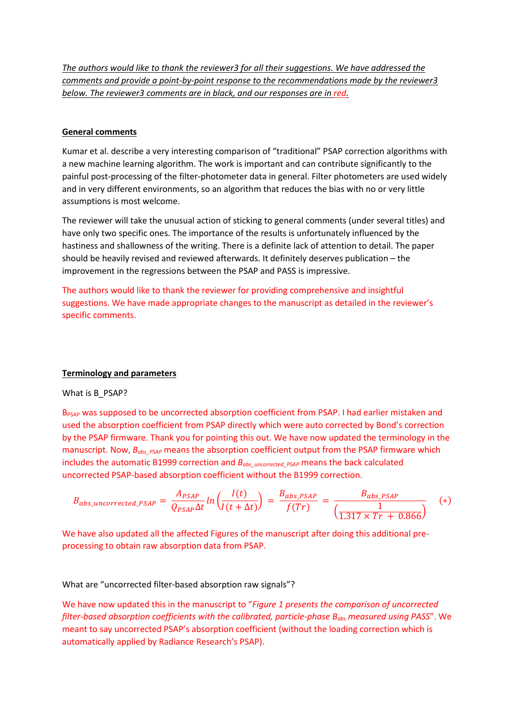*The authors would like to thank the reviewer3 for all their suggestions. We have addressed the comments and provide a point-by-point response to the recommendations made by the reviewer3 below. The reviewer3 comments are in black, and our responses are in red.*

## General comments

Kumar et al. describe a very interesting comparison of "traditional" PSAP correction algorithms with a new machine learning algorithm. The work is important and can contribute significantly to the painful post-processing of the filter-photometer data in general. Filter photometers are used widely and in very different environments, so an algorithm that reduces the bias with no or very little assumptions is most welcome.

The reviewer will take the unusual action of sticking to general comments (under several titles) and have only two specific ones. The importance of the results is unfortunately influenced by the hastiness and shallowness of the writing. There is a definite lack of attention to detail. The paper should be heavily revised and reviewed afterwards. It definitely deserves publication – the improvement in the regressions between the PSAP and PASS is impressive.

The authors would like to thank the reviewer for providing comprehensive and insightful suggestions. We have made appropriate changes to the manuscript as detailed in the reviewer's specific comments.

## Terminology and parameters

What is B_PSAP?

$B_{PSAP}$ was supposed to be uncorrected absorption coefficient from PSAP. I had earlier mistaken and used the absorption coefficient from PSAP directly which were auto corrected by Bond's correction by the PSAP firmware. Thank you for pointing this out. We have now updated the terminology in the manuscript. Now, $B_{abs\_PSAP}$ means the absorption coefficient output from the PSAP firmware which includes the automatic B1999 correction and $B_{abs\_uncorrected\_PSAP}$ means the back calculated uncorrected PSAP-based absorption coefficient without the B1999 correction.

$$B_{abs\_uncorrected\_PSAP} = \frac{A_{PSAP}}{Q_{PSAP}\Delta t} ln\left(\frac{I(t)}{I(t+\Delta t)}\right) = \frac{B_{abs\_PSAP}}{f(Tr)} = \frac{B_{abs\_PSAP}}{\left(\frac{1}{1.317 \times Tr + 0.866}\right)} \quad (*)$$

We have also updated all the affected Figures of the manuscript after doing this additional pre-processing to obtain raw absorption data from PSAP.

What are "uncorrected filter-based absorption raw signals"?

We have now updated this in the manuscript to "*Figure 1 presents the comparison of uncorrected filter-based absorption coefficients with the calibrated, particle-phase $B_{abs}$ measured using PASS*". We meant to say uncorrected PSAP's absorption coefficient (without the loading correction which is automatically applied by Radiance Research's PSAP).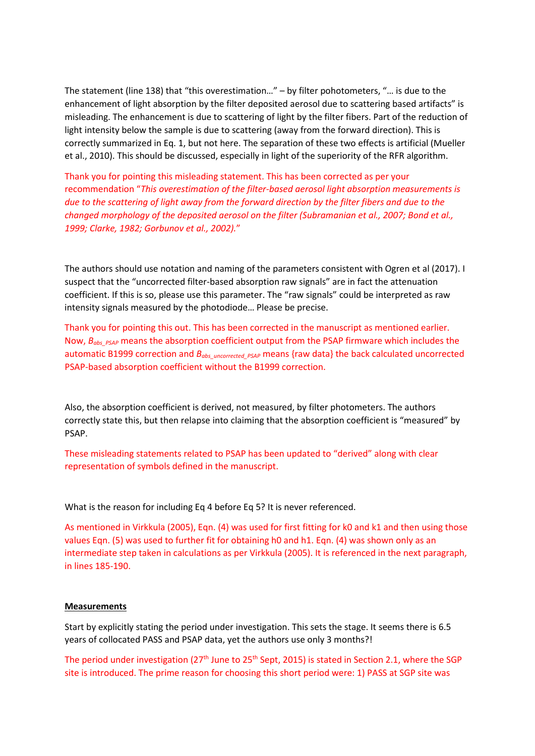The statement (line 138) that "this overestimation…" – by filter pohotometers, "… is due to the enhancement of light absorption by the filter deposited aerosol due to scattering based artifacts" is misleading. The enhancement is due to scattering of light by the filter fibers. Part of the reduction of light intensity below the sample is due to scattering (away from the forward direction). This is correctly summarized in Eq. 1, but not here. The separation of these two effects is artificial (Mueller et al., 2010). This should be discussed, especially in light of the superiority of the RFR algorithm.

Thank you for pointing this misleading statement. This has been corrected as per your recommendation "*This overestimation of the filter-based aerosol light absorption measurements is due to the scattering of light away from the forward direction by the filter fibers and due to the changed morphology of the deposited aerosol on the filter (Subramanian et al., 2007; Bond et al., 1999; Clarke, 1982; Gorbunov et al., 2002).*"

The authors should use notation and naming of the parameters consistent with Ogren et al (2017). I suspect that the "uncorrected filter-based absorption raw signals" are in fact the attenuation coefficient. If this is so, please use this parameter. The "raw signals" could be interpreted as raw intensity signals measured by the photodiode… Please be precise.

Thank you for pointing this out. This has been corrected in the manuscript as mentioned earlier. Now, $B_{abs\_PSAP}$ means the absorption coefficient output from the PSAP firmware which includes the automatic B1999 correction and $B_{abs\_uncorrected\_PSAP}$ means {raw data} the back calculated uncorrected PSAP-based absorption coefficient without the B1999 correction.

Also, the absorption coefficient is derived, not measured, by filter photometers. The authors correctly state this, but then relapse into claiming that the absorption coefficient is "measured" by PSAP.

These misleading statements related to PSAP has been updated to "derived" along with clear representation of symbols defined in the manuscript.

What is the reason for including Eq 4 before Eq 5? It is never referenced.

As mentioned in Virkkula (2005), Eqn. (4) was used for first fitting for k0 and k1 and then using those values Eqn. (5) was used to further fit for obtaining h0 and h1. Eqn. (4) was shown only as an intermediate step taken in calculations as per Virkkula (2005). It is referenced in the next paragraph, in lines 185-190.

**Measurements**

Start by explicitly stating the period under investigation. This sets the stage. It seems there is 6.5 years of collocated PASS and PSAP data, yet the authors use only 3 months?!

The period under investigation (27th June to 25th Sept, 2015) is stated in Section 2.1, where the SGP site is introduced. The prime reason for choosing this short period were: 1) PASS at SGP site was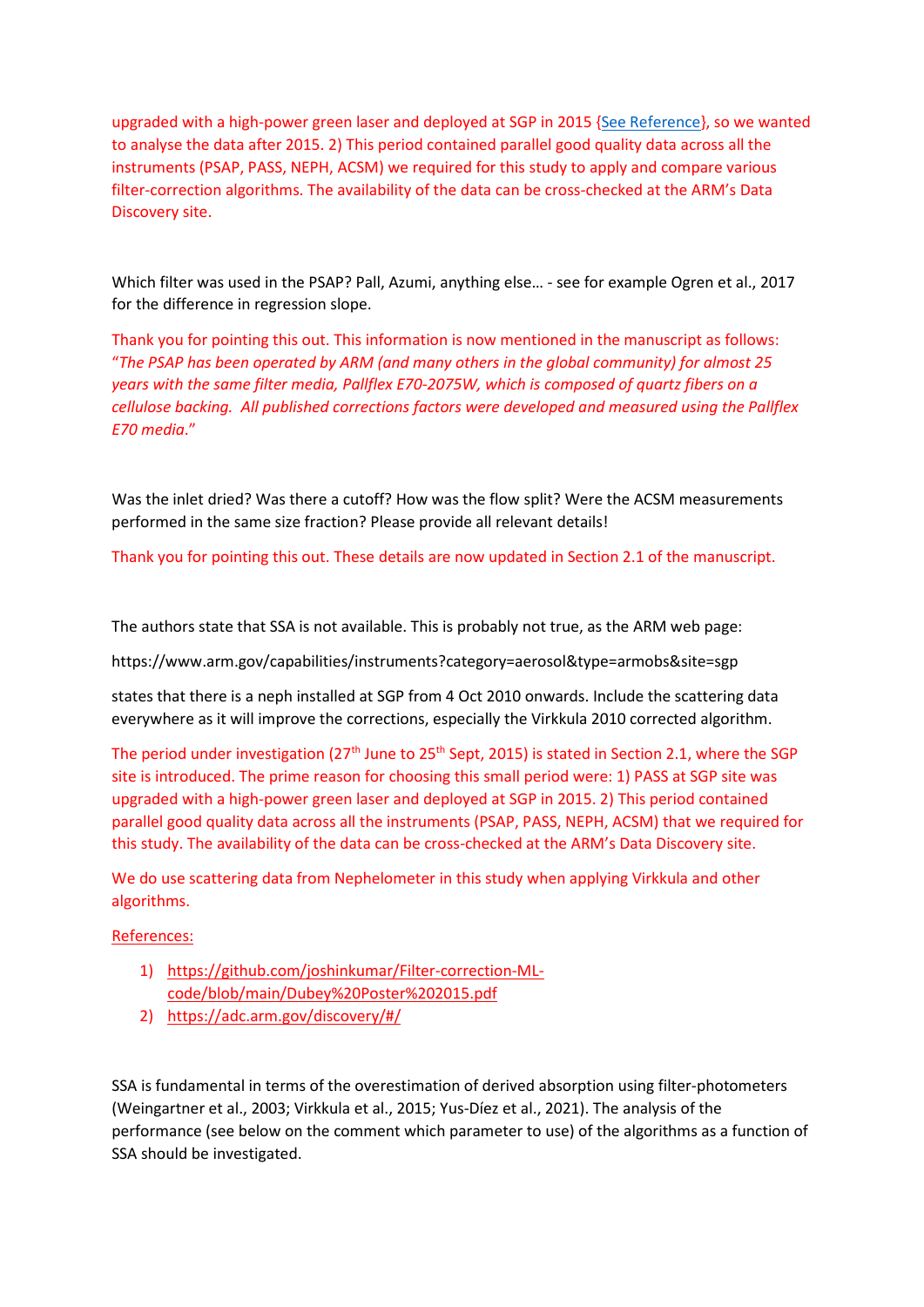upgraded with a high-power green laser and deployed at SGP in 2015 {See Reference}, so we wanted to analyse the data after 2015. 2) This period contained parallel good quality data across all the instruments (PSAP, PASS, NEPH, ACSM) we required for this study to apply and compare various filter-correction algorithms. The availability of the data can be cross-checked at the ARM's Data Discovery site.

Which filter was used in the PSAP? Pall, Azumi, anything else… - see for example Ogren et al., 2017 for the difference in regression slope.

Thank you for pointing this out. This information is now mentioned in the manuscript as follows: "*The PSAP has been operated by ARM (and many others in the global community) for almost 25 years with the same filter media, Pallflex E70-2075W, which is composed of quartz fibers on a cellulose backing. All published corrections factors were developed and measured using the Pallflex E70 media*."

Was the inlet dried? Was there a cutoff? How was the flow split? Were the ACSM measurements performed in the same size fraction? Please provide all relevant details!

Thank you for pointing this out. These details are now updated in Section 2.1 of the manuscript.

The authors state that SSA is not available. This is probably not true, as the ARM web page:

https://www.arm.gov/capabilities/instruments?category=aerosol&type=armobs&site=sgp

states that there is a neph installed at SGP from 4 Oct 2010 onwards. Include the scattering data everywhere as it will improve the corrections, especially the Virkkula 2010 corrected algorithm.

The period under investigation (27th June to 25th Sept, 2015) is stated in Section 2.1, where the SGP site is introduced. The prime reason for choosing this small period were: 1) PASS at SGP site was upgraded with a high-power green laser and deployed at SGP in 2015. 2) This period contained parallel good quality data across all the instruments (PSAP, PASS, NEPH, ACSM) that we required for this study. The availability of the data can be cross-checked at the ARM's Data Discovery site.

We do use scattering data from Nephelometer in this study when applying Virkkula and other algorithms.

References:

1) https://github.com/joshinkumar/Filter-correction-ML-code/blob/main/Dubey%20Poster%202015.pdf
2) https://adc.arm.gov/discovery/#/

SSA is fundamental in terms of the overestimation of derived absorption using filter-photometers (Weingartner et al., 2003; Virkkula et al., 2015; Yus-Díez et al., 2021). The analysis of the performance (see below on the comment which parameter to use) of the algorithms as a function of SSA should be investigated.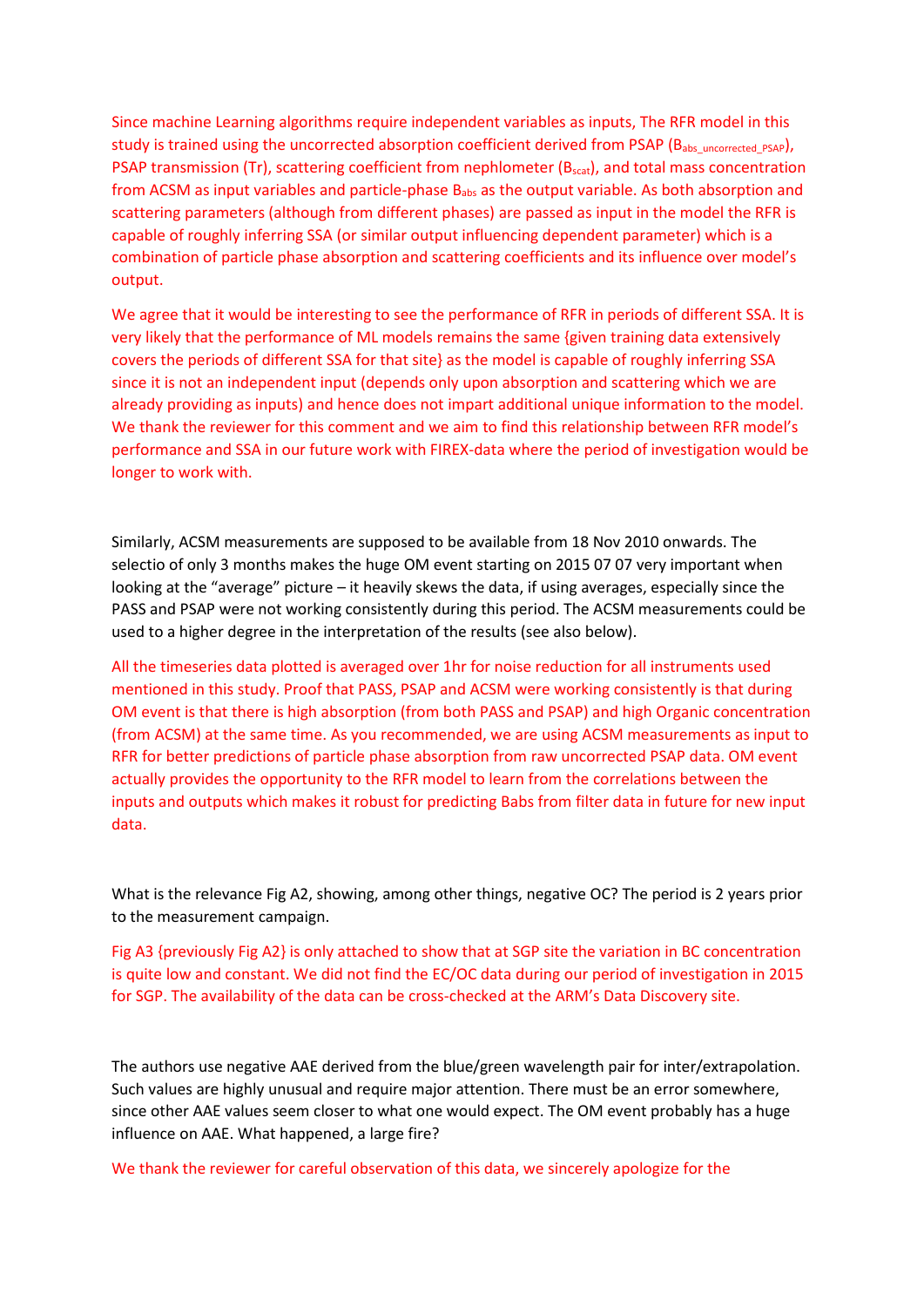Since machine Learning algorithms require independent variables as inputs, The RFR model in this study is trained using the uncorrected absorption coefficient derived from PSAP ($B_{abs\_uncorrected\_PSAP}$), PSAP transmission (Tr), scattering coefficient from nephlometer ($B_{scat}$), and total mass concentration from ACSM as input variables and particle-phase $B_{abs}$ as the output variable. As both absorption and scattering parameters (although from different phases) are passed as input in the model the RFR is capable of roughly inferring SSA (or similar output influencing dependent parameter) which is a combination of particle phase absorption and scattering coefficients and its influence over model's output.

We agree that it would be interesting to see the performance of RFR in periods of different SSA. It is very likely that the performance of ML models remains the same {given training data extensively covers the periods of different SSA for that site} as the model is capable of roughly inferring SSA since it is not an independent input (depends only upon absorption and scattering which we are already providing as inputs) and hence does not impart additional unique information to the model. We thank the reviewer for this comment and we aim to find this relationship between RFR model's performance and SSA in our future work with FIREX-data where the period of investigation would be longer to work with.

Similarly, ACSM measurements are supposed to be available from 18 Nov 2010 onwards. The selectio of only 3 months makes the huge OM event starting on 2015 07 07 very important when looking at the "average" picture – it heavily skews the data, if using averages, especially since the PASS and PSAP were not working consistently during this period. The ACSM measurements could be used to a higher degree in the interpretation of the results (see also below).

All the timeseries data plotted is averaged over 1hr for noise reduction for all instruments used mentioned in this study. Proof that PASS, PSAP and ACSM were working consistently is that during OM event is that there is high absorption (from both PASS and PSAP) and high Organic concentration (from ACSM) at the same time. As you recommended, we are using ACSM measurements as input to RFR for better predictions of particle phase absorption from raw uncorrected PSAP data. OM event actually provides the opportunity to the RFR model to learn from the correlations between the inputs and outputs which makes it robust for predicting Babs from filter data in future for new input data.

What is the relevance Fig A2, showing, among other things, negative OC? The period is 2 years prior to the measurement campaign.

Fig A3 {previously Fig A2} is only attached to show that at SGP site the variation in BC concentration is quite low and constant. We did not find the EC/OC data during our period of investigation in 2015 for SGP. The availability of the data can be cross-checked at the ARM's Data Discovery site.

The authors use negative AAE derived from the blue/green wavelength pair for inter/extrapolation. Such values are highly unusual and require major attention. There must be an error somewhere, since other AAE values seem closer to what one would expect. The OM event probably has a huge influence on AAE. What happened, a large fire?

We thank the reviewer for careful observation of this data, we sincerely apologize for the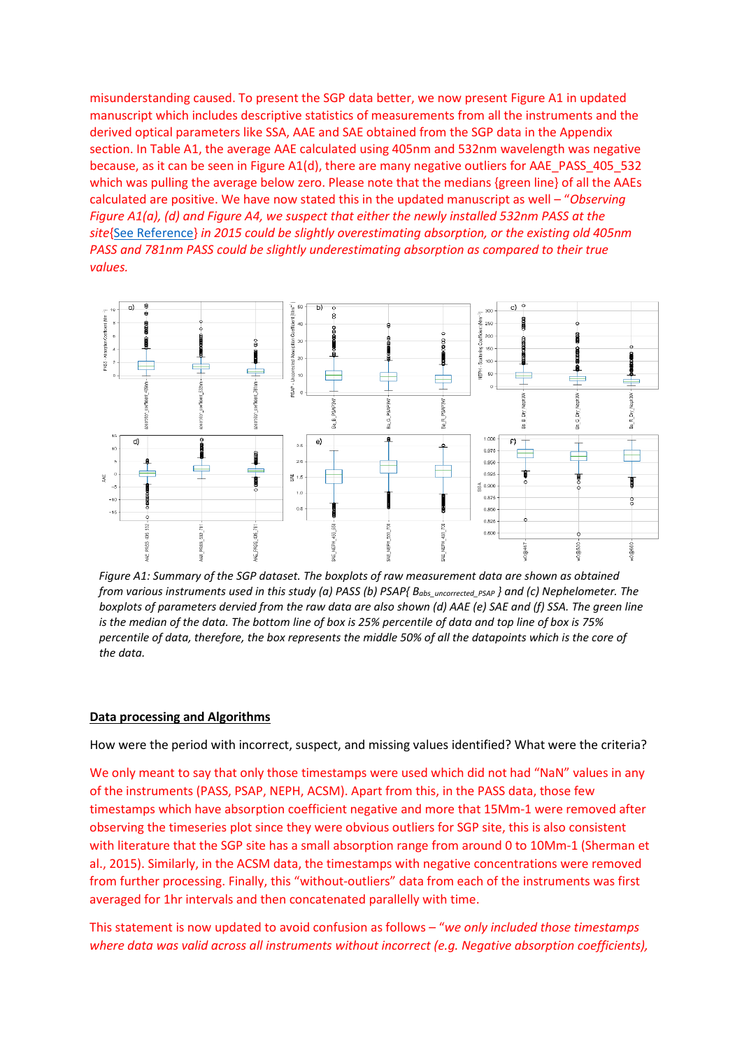misunderstanding caused. To present the SGP data better, we now present Figure A1 in updated manuscript which includes descriptive statistics of measurements from all the instruments and the derived optical parameters like SSA, AAE and SAE obtained from the SGP data in the Appendix section. In Table A1, the average AAE calculated using 405nm and 532nm wavelength was negative because, as it can be seen in Figure A1(d), there are many negative outliers for AAE_PASS_405_532 which was pulling the average below zero. Please note that the medians {green line} of all the AAEs calculated are positive. We have now stated this in the updated manuscript as well – "*Observing Figure A1(a), (d) and Figure A4, we suspect that either the newly installed 532nm PASS at the site*{See Reference} *in 2015 could be slightly overestimating absorption, or the existing old 405nm PASS and 781nm PASS could be slightly underestimating absorption as compared to their true values.*

*Figure A1: Summary of the SGP dataset. The boxplots of raw measurement data are shown as obtained from various instruments used in this study (a) PASS (b) PSAP{ $B_{abs\_uncorrected\_PSAP}$ } and (c) Nephelometer. The boxplots of parameters dervied from the raw data are also shown (d) AAE (e) SAE and (f) SSA. The green line is the median of the data. The bottom line of box is 25% percentile of data and top line of box is 75% percentile of data, therefore, the box represents the middle 50% of all the datapoints which is the core of the data.*

**Data processing and Algorithms**

How were the period with incorrect, suspect, and missing values identified? What were the criteria?

We only meant to say that only those timestamps were used which did not had "NaN" values in any of the instruments (PASS, PSAP, NEPH, ACSM). Apart from this, in the PASS data, those few timestamps which have absorption coefficient negative and more that 15Mm-1 were removed after observing the timeseries plot since they were obvious outliers for SGP site, this is also consistent with literature that the SGP site has a small absorption range from around 0 to 10Mm-1 (Sherman et al., 2015). Similarly, in the ACSM data, the timestamps with negative concentrations were removed from further processing. Finally, this "without-outliers" data from each of the instruments was first averaged for 1hr intervals and then concatenated parallelly with time.

This statement is now updated to avoid confusion as follows – "*we only included those timestamps where data was valid across all instruments without incorrect (e.g. Negative absorption coefficients),*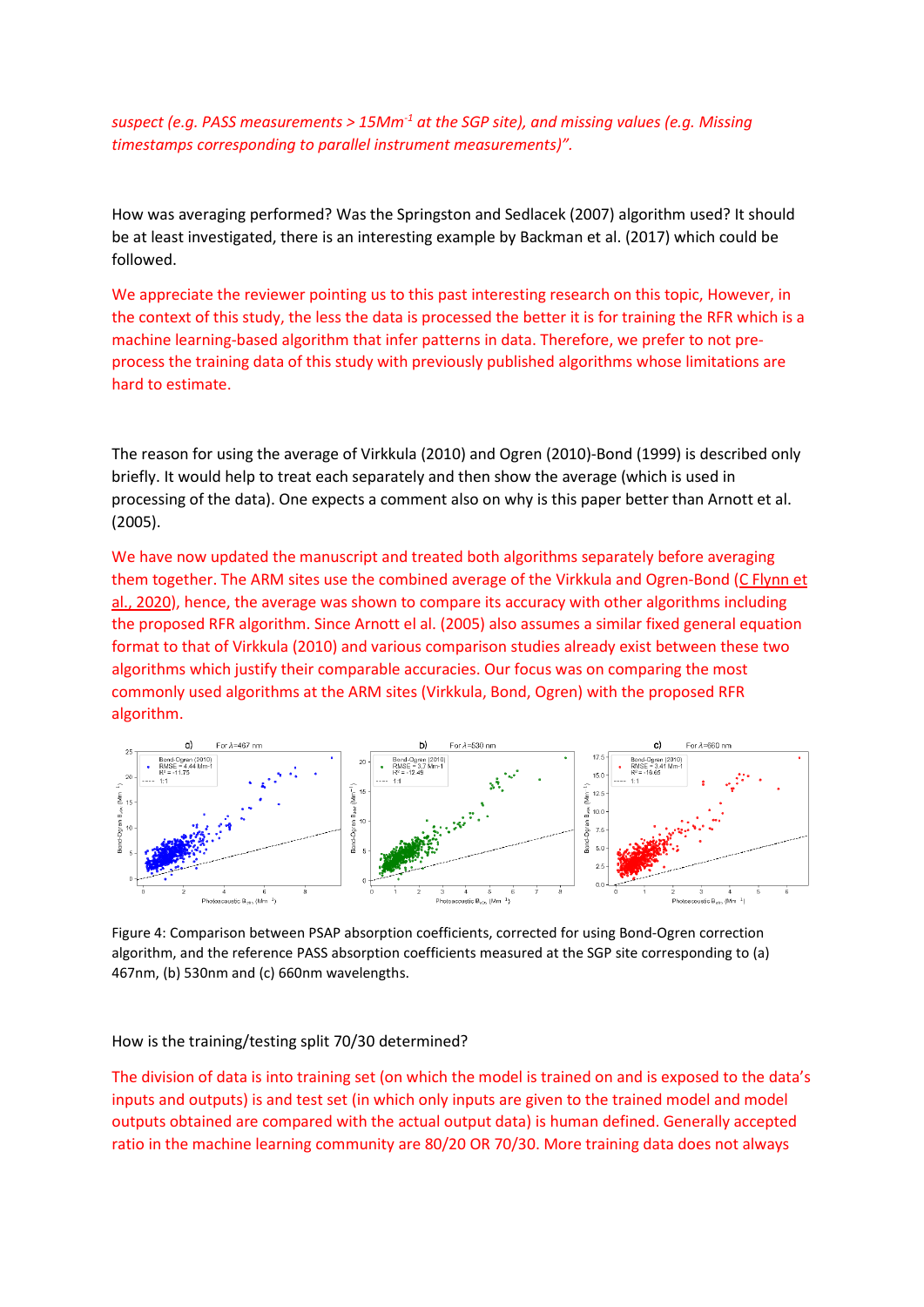*suspect (e.g. PASS measurements > 15Mm$^{-1}$ at the SGP site), and missing values (e.g. Missing timestamps corresponding to parallel instrument measurements)".*

How was averaging performed? Was the Springston and Sedlacek (2007) algorithm used? It should be at least investigated, there is an interesting example by Backman et al. (2017) which could be followed.

We appreciate the reviewer pointing us to this past interesting research on this topic, However, in the context of this study, the less the data is processed the better it is for training the RFR which is a machine learning-based algorithm that infer patterns in data. Therefore, we prefer to not pre-process the training data of this study with previously published algorithms whose limitations are hard to estimate.

The reason for using the average of Virkkula (2010) and Ogren (2010)-Bond (1999) is described only briefly. It would help to treat each separately and then show the average (which is used in processing of the data). One expects a comment also on why is this paper better than Arnott et al. (2005).

We have now updated the manuscript and treated both algorithms separately before averaging them together. The ARM sites use the combined average of the Virkkula and Ogren-Bond (C Flynn et al., 2020), hence, the average was shown to compare its accuracy with other algorithms including the proposed RFR algorithm. Since Arnott el al. (2005) also assumes a similar fixed general equation format to that of Virkkula (2010) and various comparison studies already exist between these two algorithms which justify their comparable accuracies. Our focus was on comparing the most commonly used algorithms at the ARM sites (Virkkula, Bond, Ogren) with the proposed RFR algorithm.

Figure 4: Comparison between PSAP absorption coefficients, corrected for using Bond-Ogren correction algorithm, and the reference PASS absorption coefficients measured at the SGP site corresponding to (a) 467nm, (b) 530nm and (c) 660nm wavelengths.

How is the training/testing split 70/30 determined?

The division of data is into training set (on which the model is trained on and is exposed to the data's inputs and outputs) is and test set (in which only inputs are given to the trained model and model outputs obtained are compared with the actual output data) is human defined. Generally accepted ratio in the machine learning community are 80/20 OR 70/30. More training data does not always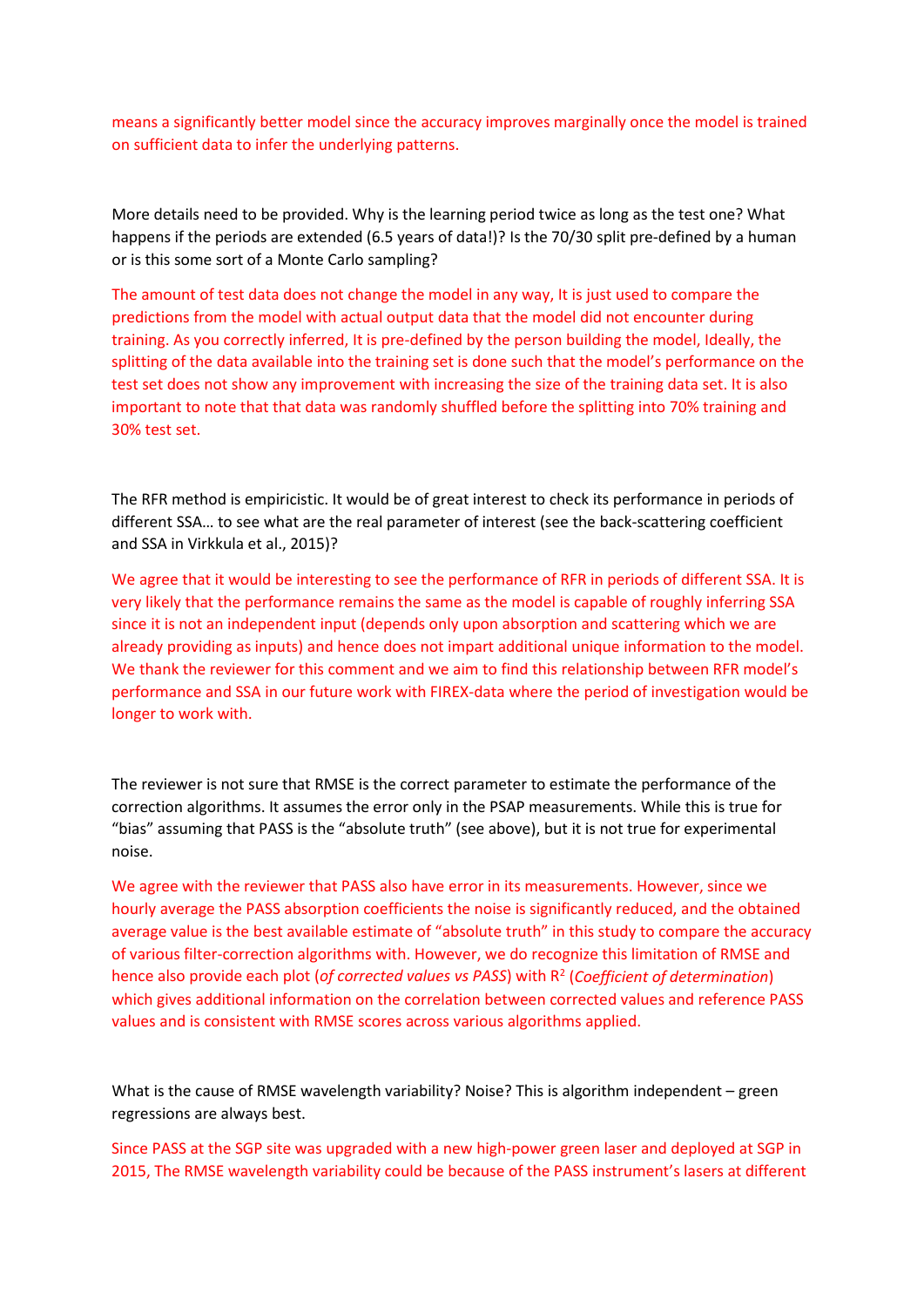means a significantly better model since the accuracy improves marginally once the model is trained on sufficient data to infer the underlying patterns.

More details need to be provided. Why is the learning period twice as long as the test one? What happens if the periods are extended (6.5 years of data!)? Is the 70/30 split pre-defined by a human or is this some sort of a Monte Carlo sampling?

The amount of test data does not change the model in any way, It is just used to compare the predictions from the model with actual output data that the model did not encounter during training. As you correctly inferred, It is pre-defined by the person building the model, Ideally, the splitting of the data available into the training set is done such that the model's performance on the test set does not show any improvement with increasing the size of the training data set. It is also important to note that that data was randomly shuffled before the splitting into 70% training and 30% test set.

The RFR method is empiricistic. It would be of great interest to check its performance in periods of different SSA… to see what are the real parameter of interest (see the back-scattering coefficient and SSA in Virkkula et al., 2015)?

We agree that it would be interesting to see the performance of RFR in periods of different SSA. It is very likely that the performance remains the same as the model is capable of roughly inferring SSA since it is not an independent input (depends only upon absorption and scattering which we are already providing as inputs) and hence does not impart additional unique information to the model. We thank the reviewer for this comment and we aim to find this relationship between RFR model's performance and SSA in our future work with FIREX-data where the period of investigation would be longer to work with.

The reviewer is not sure that RMSE is the correct parameter to estimate the performance of the correction algorithms. It assumes the error only in the PSAP measurements. While this is true for "bias" assuming that PASS is the "absolute truth" (see above), but it is not true for experimental noise.

We agree with the reviewer that PASS also have error in its measurements. However, since we hourly average the PASS absorption coefficients the noise is significantly reduced, and the obtained average value is the best available estimate of "absolute truth" in this study to compare the accuracy of various filter-correction algorithms with. However, we do recognize this limitation of RMSE and hence also provide each plot (*of corrected values vs PASS*) with $R^2$ (*Coefficient of determination*) which gives additional information on the correlation between corrected values and reference PASS values and is consistent with RMSE scores across various algorithms applied.

What is the cause of RMSE wavelength variability? Noise? This is algorithm independent – green regressions are always best.

Since PASS at the SGP site was upgraded with a new high-power green laser and deployed at SGP in 2015, The RMSE wavelength variability could be because of the PASS instrument's lasers at different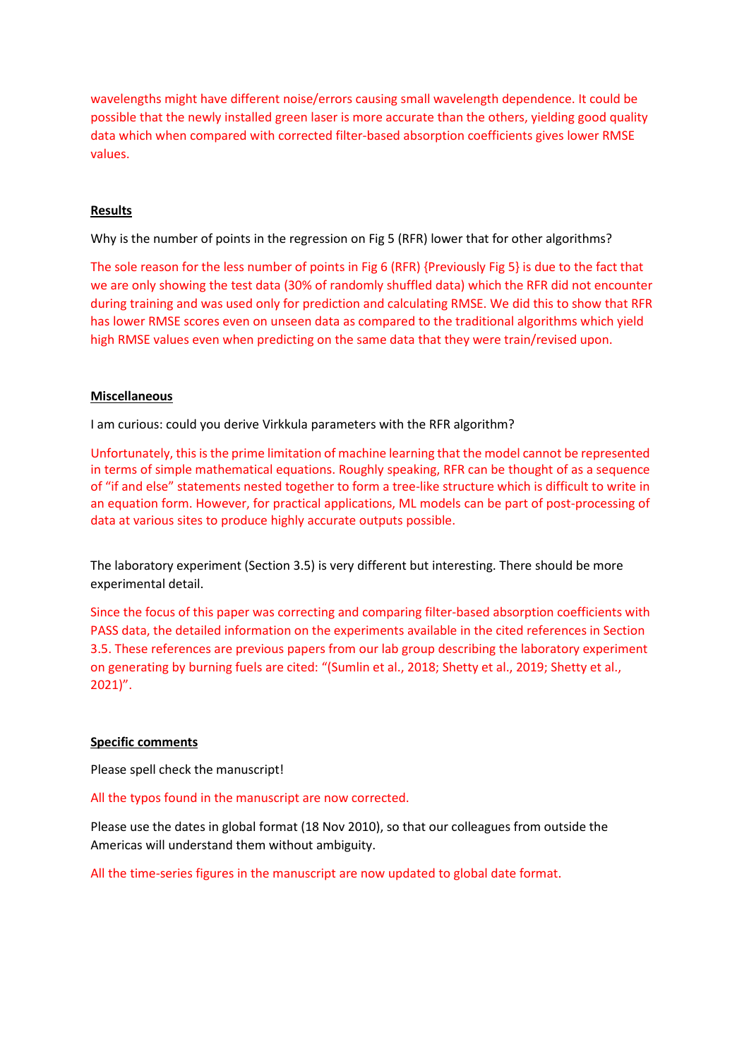wavelengths might have different noise/errors causing small wavelength dependence. It could be possible that the newly installed green laser is more accurate than the others, yielding good quality data which when compared with corrected filter-based absorption coefficients gives lower RMSE values.

**Results**

Why is the number of points in the regression on Fig 5 (RFR) lower that for other algorithms?

The sole reason for the less number of points in Fig 6 (RFR) {Previously Fig 5} is due to the fact that we are only showing the test data (30% of randomly shuffled data) which the RFR did not encounter during training and was used only for prediction and calculating RMSE. We did this to show that RFR has lower RMSE scores even on unseen data as compared to the traditional algorithms which yield high RMSE values even when predicting on the same data that they were train/revised upon.

**Miscellaneous**

I am curious: could you derive Virkkula parameters with the RFR algorithm?

Unfortunately, this is the prime limitation of machine learning that the model cannot be represented in terms of simple mathematical equations. Roughly speaking, RFR can be thought of as a sequence of "if and else" statements nested together to form a tree-like structure which is difficult to write in an equation form. However, for practical applications, ML models can be part of post-processing of data at various sites to produce highly accurate outputs possible.

The laboratory experiment (Section 3.5) is very different but interesting. There should be more experimental detail.

Since the focus of this paper was correcting and comparing filter-based absorption coefficients with PASS data, the detailed information on the experiments available in the cited references in Section 3.5. These references are previous papers from our lab group describing the laboratory experiment on generating by burning fuels are cited: "(Sumlin et al., 2018; Shetty et al., 2019; Shetty et al., 2021)".

**Specific comments**

Please spell check the manuscript!

All the typos found in the manuscript are now corrected.

Please use the dates in global format (18 Nov 2010), so that our colleagues from outside the Americas will understand them without ambiguity.

All the time-series figures in the manuscript are now updated to global date format.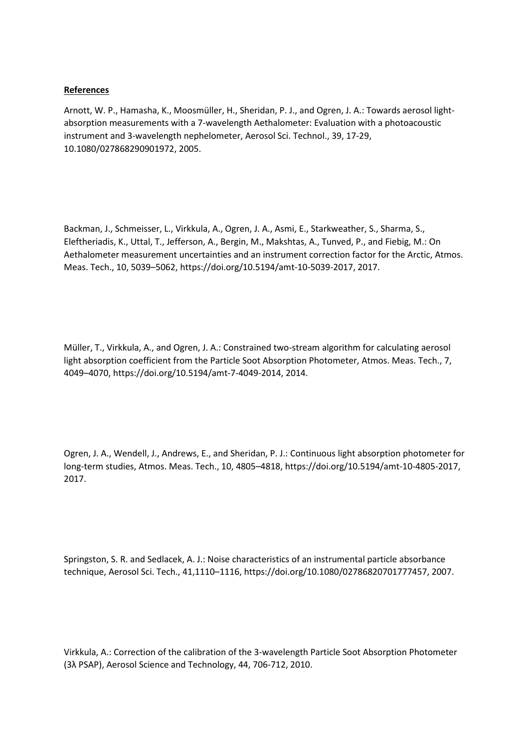**References**

Arnott, W. P., Hamasha, K., Moosmüller, H., Sheridan, P. J., and Ogren, J. A.: Towards aerosol light-absorption measurements with a 7-wavelength Aethalometer: Evaluation with a photoacoustic instrument and 3-wavelength nephelometer, Aerosol Sci. Technol., 39, 17-29, 10.1080/027868290901972, 2005.

Backman, J., Schmeisser, L., Virkkula, A., Ogren, J. A., Asmi, E., Starkweather, S., Sharma, S., Eleftheriadis, K., Uttal, T., Jefferson, A., Bergin, M., Makshtas, A., Tunved, P., and Fiebig, M.: On Aethalometer measurement uncertainties and an instrument correction factor for the Arctic, Atmos. Meas. Tech., 10, 5039–5062, https://doi.org/10.5194/amt-10-5039-2017, 2017.

Müller, T., Virkkula, A., and Ogren, J. A.: Constrained two-stream algorithm for calculating aerosol light absorption coefficient from the Particle Soot Absorption Photometer, Atmos. Meas. Tech., 7, 4049–4070, https://doi.org/10.5194/amt-7-4049-2014, 2014.

Ogren, J. A., Wendell, J., Andrews, E., and Sheridan, P. J.: Continuous light absorption photometer for long-term studies, Atmos. Meas. Tech., 10, 4805–4818, https://doi.org/10.5194/amt-10-4805-2017, 2017.

Springston, S. R. and Sedlacek, A. J.: Noise characteristics of an instrumental particle absorbance technique, Aerosol Sci. Tech., 41,1110–1116, https://doi.org/10.1080/02786820701777457, 2007.

Virkkula, A.: Correction of the calibration of the 3-wavelength Particle Soot Absorption Photometer (3λ PSAP), Aerosol Science and Technology, 44, 706-712, 2010.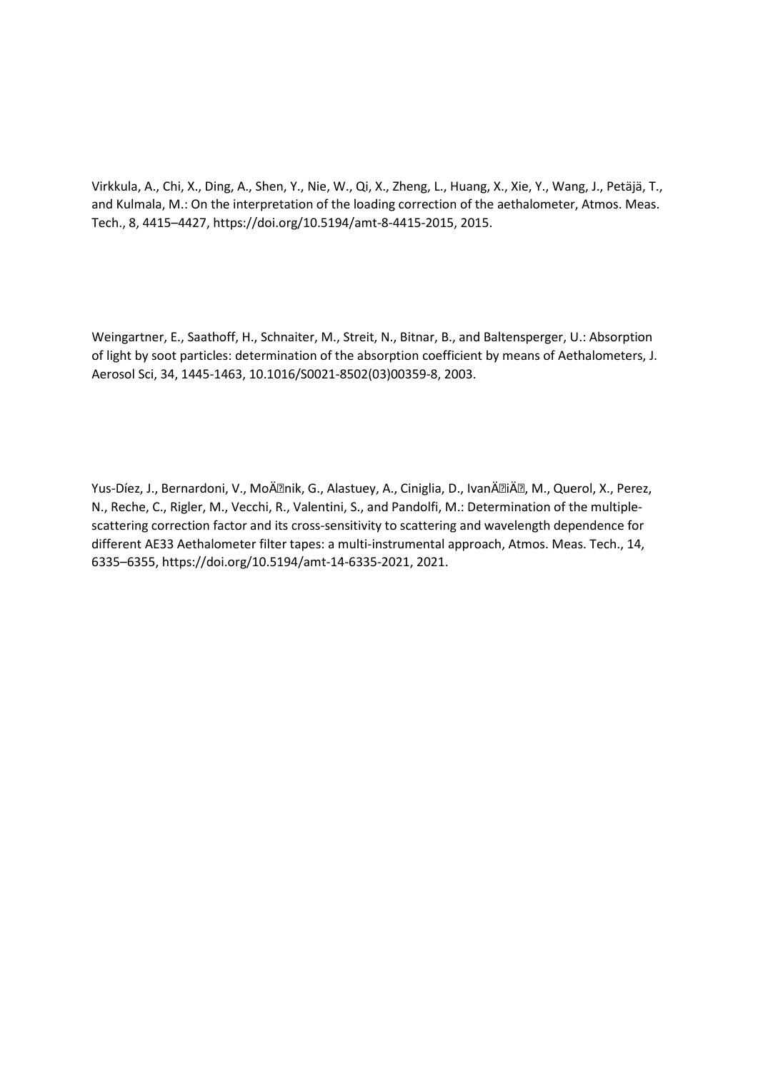Virkkula, A., Chi, X., Ding, A., Shen, Y., Nie, W., Qi, X., Zheng, L., Huang, X., Xie, Y., Wang, J., Petäjä, T., and Kulmala, M.: On the interpretation of the loading correction of the aethalometer, Atmos. Meas. Tech., 8, 4415–4427, https://doi.org/10.5194/amt-8-4415-2015, 2015.

Weingartner, E., Saathoff, H., Schnaiter, M., Streit, N., Bitnar, B., and Baltensperger, U.: Absorption of light by soot particles: determination of the absorption coefficient by means of Aethalometers, J. Aerosol Sci, 34, 1445-1463, 10.1016/S0021-8502(03)00359-8, 2003.

Yus-Díez, J., Bernardoni, V., MoÄ�nik, G., Alastuey, A., Ciniglia, D., IvanÄ�iÄ�, M., Querol, X., Perez, N., Reche, C., Rigler, M., Vecchi, R., Valentini, S., and Pandolfi, M.: Determination of the multiple-scattering correction factor and its cross-sensitivity to scattering and wavelength dependence for different AE33 Aethalometer filter tapes: a multi-instrumental approach, Atmos. Meas. Tech., 14, 6335–6355, https://doi.org/10.5194/amt-14-6335-2021, 2021.